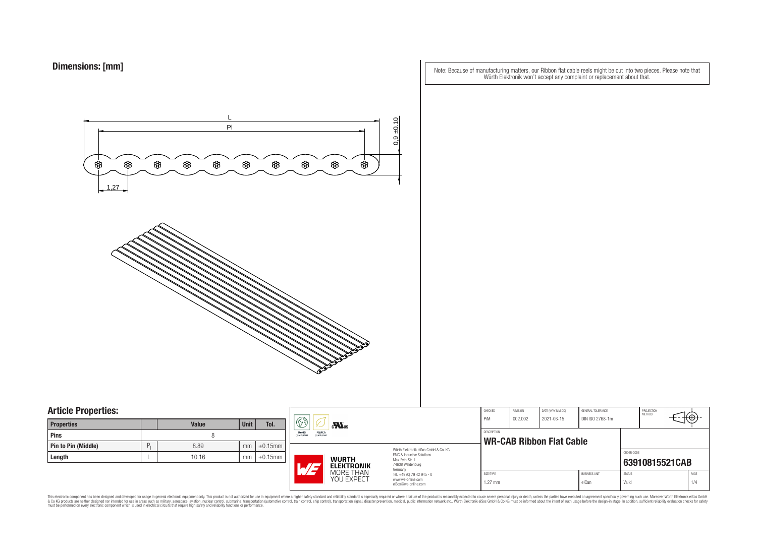## Dimensions: [mm]

Note: Because of manufacturing matters, our Ribbon flat cable reels might be cut into two pieces. Please note that Würth Elektronik won't accept any complaint or replacement about that.

L

Pl

0,9 ±0,10

1,27

## Article Properties:

| Properties | | Value | Unit | Tol. |
|---|---|---|---|---|
| Pins | | 8 | | |
| Pin to Pin (Middle) | $P_l$ | 8.89 | mm | ±0.15mm |
| Length | L | 10.16 | mm | ±0.15mm |

| CHECKED | REVISION | DATE (YYYY-MM-DD) | GENERAL TOLERANCE | PROJECTION METHOD |
|---|---|---|---|---|
| PiM | 002.002 | 2021-03-15 | DIN ISO 2768-1m | |

DESCRIPTION

**WR-CAB Ribbon Flat Cable**

ORDER CODE

**63910815521CAB**

| SIZE/TYPE | BUSINESS UNIT | STATUS | PAGE |
|---|---|---|---|
| 1.27 mm | eiCan | Valid | 1/4 |

Würth Elektronik eiSos GmbH & Co. KG
EMC & Inductive Solutions
Max-Eyth-Str. 1
74638 Waldenburg
Germany
Tel. +49 (0) 79 42 945 - 0
www.we-online.com
eiSos@we-online.com

This electronic component has been designed and developed for usage in general electronic equipment only. This product is not authorized for use in equipment where a higher safety standard and reliability standard is especially required or where a failure of the product is reasonably expected to cause severe personal injury or death, unless the parties have executed an agreement specifically governing such use. Moreover Würth Elektronik eiSos GmbH & Co KG products are neither designed nor intended for use in areas such as military, aerospace, aviation, nuclear control, submarine, transportation (automotive control, train control, ship control), transportation signal, disaster prevention, medical, public information network etc.. Würth Elektronik eiSos GmbH & Co KG must be informed about the intent of such usage before the design-in stage. In addition, sufficient reliability evaluation checks for safety must be performed on every electronic component which is used in electrical circuits that require high safety and reliability functions or performance.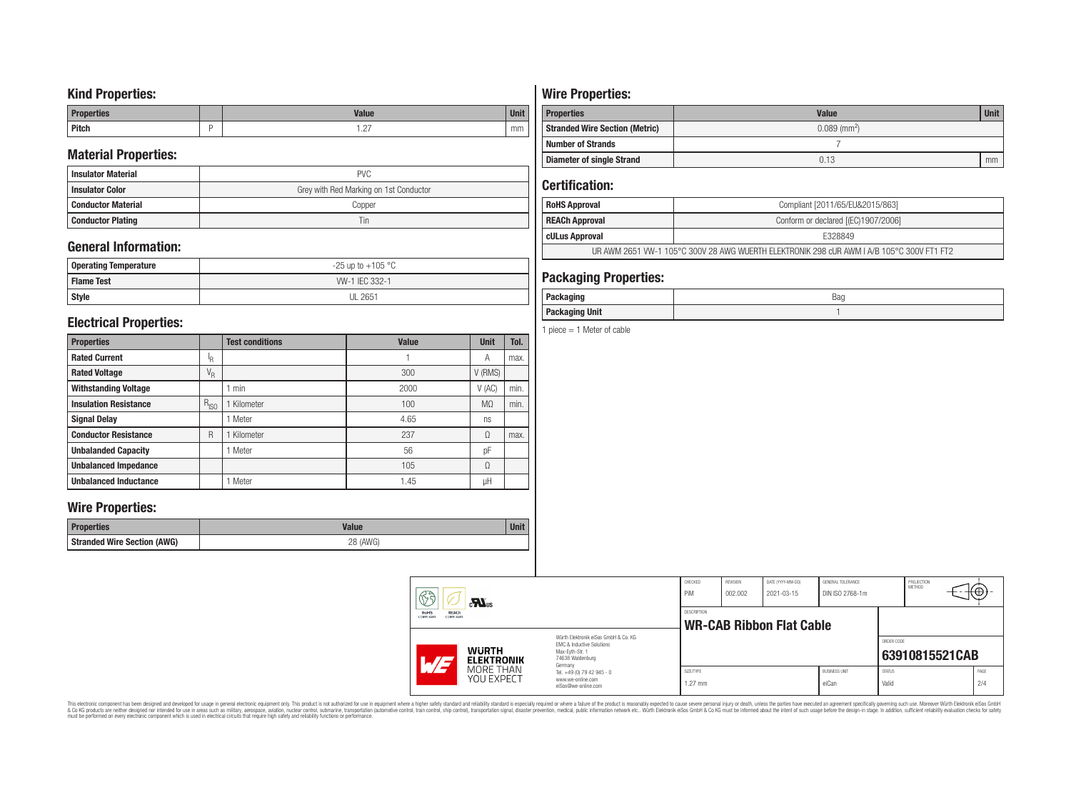## Kind Properties:

| Properties | | Value | Unit |
|---|---|---|---|
| Pitch | P | 1.27 | mm |

## Material Properties:

| | |
|---|---|
| Insulator Material | PVC |
| Insulator Color | Grey with Red Marking on 1st Conductor |
| Conductor Material | Copper |
| Conductor Plating | Tin |

## General Information:

| | |
|---|---|
| Operating Temperature | -25 up to +105 °C |
| Flame Test | VW-1 IEC 332-1 |
| Style | UL 2651 |

## Electrical Properties:

| Properties | | Test conditions | Value | Unit | Tol. |
|---|---|---|---|---|---|
| Rated Current | $I_R$ | | 1 | A | max. |
| Rated Voltage | $V_R$ | | 300 | V (RMS) | |
| Withstanding Voltage | | 1 min | 2000 | V (AC) | min. |
| Insulation Resistance | $R_{ISO}$ | 1 Kilometer | 100 | MΩ | min. |
| Signal Delay | | 1 Meter | 4.65 | ns | |
| Conductor Resistance | R | 1 Kilometer | 237 | Ω | max. |
| Unbalanded Capacity | | 1 Meter | 56 | pF | |
| Unbalanced Impedance | | | 105 | Ω | |
| Unbalanced Inductance | | 1 Meter | 1.45 | µH | |

## Wire Properties:

| Properties | Value | Unit |
|---|---|---|
| Stranded Wire Section (AWG) | 28 (AWG) | |

## Wire Properties:

| Properties | Value | Unit |
|---|---|---|
| Stranded Wire Section (Metric) | 0.089 ($mm^2$) | |
| Number of Strands | 7 | |
| Diameter of single Strand | 0.13 | mm |

## Certification:

| | |
|---|---|
| RoHS Approval | Compliant [2011/65/EU&2015/863] |
| REACh Approval | Conform or declared [(EC)1907/2006] |
| cULus Approval | E328849 |
| UR AWM 2651 VW-1 105°C 300V 28 AWG WUERTH ELEKTRONIK 298 cUR AWM I A/B 105°C 300V FT1 FT2 | |

## Packaging Properties:

| | |
|---|---|
| Packaging | Bag |
| Packaging Unit | 1 |

1 piece = 1 Meter of cable

| CHECKED | REVISION | DATE (YYYY-MM-DD) | GENERAL TOLERANCE | PROJECTION METHOD |
|---|---|---|---|---|
| PiM | 002.002 | 2021-03-15 | DIN ISO 2768-1m | |

DESCRIPTION: **WR-CAB Ribbon Flat Cable**

ORDER CODE: **63910815521CAB**

| SIZE/TYPE | BUSINESS UNIT | STATUS | PAGE |
|---|---|---|---|
| 1.27 mm | eiCan | Valid | 2/4 |

Würth Elektronik eiSos GmbH & Co. KG
EMC & Inductive Solutions
Max-Eyth-Str. 1
74638 Waldenburg
Germany
Tel. +49 (0) 79 42 945 - 0
www.we-online.com
eiSos@we-online.com

WÜRTH ELEKTRONIK MORE THAN YOU EXPECT

This electronic component has been designed and developed for usage in general electronic equipment only. This product is not authorized for use in equipment where a higher safety standard and reliability standard is especially required or where a failure of the product is reasonably expected to cause severe personal injury or death, unless the parties have executed an agreement specifically governing such use. Moreover Würth Elektronik eiSos GmbH & Co KG products are neither designed nor intended for use in areas such as military, aerospace, aviation, nuclear control, submarine, transportation (automotive control, train control, ship control), transportation signal, disaster prevention, medical, public information network etc.. Würth Elektronik eiSos GmbH & Co KG must be informed about the intent of such usage before the design-in stage. In addition, sufficient reliability evaluation checks for safety must be performed on every electronic component which is used in electrical circuits that require high safety and reliability functions or performance.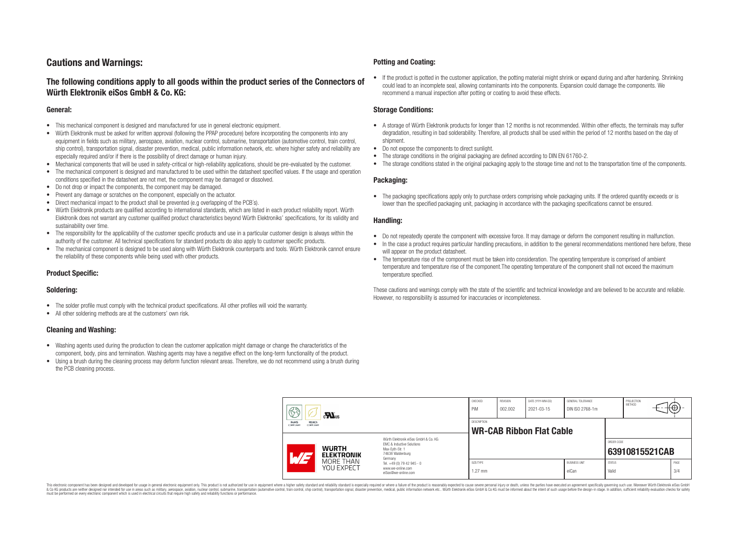# Cautions and Warnings:

## The following conditions apply to all goods within the product series of the Connectors of Würth Elektronik eiSos GmbH & Co. KG:

### General:

- This mechanical component is designed and manufactured for use in general electronic equipment.
- Würth Elektronik must be asked for written approval (following the PPAP procedure) before incorporating the components into any equipment in fields such as military, aerospace, aviation, nuclear control, submarine, transportation (automotive control, train control, ship control), transportation signal, disaster prevention, medical, public information network, etc. where higher safety and reliability are especially required and/or if there is the possibility of direct damage or human injury.
- Mechanical components that will be used in safety-critical or high-reliability applications, should be pre-evaluated by the customer.
- The mechanical component is designed and manufactured to be used within the datasheet specified values. If the usage and operation conditions specified in the datasheet are not met, the component may be damaged or dissolved.
- Do not drop or impact the components, the component may be damaged.
- Prevent any damage or scratches on the component, especially on the actuator.
- Direct mechanical impact to the product shall be prevented (e.g overlapping of the PCB´s).
- Würth Elektronik products are qualified according to international standards, which are listed in each product reliability report. Würth Elektronik does not warrant any customer qualified product characteristics beyond Würth Elektroniks' specifications, for its validity and sustainability over time.
- The responsibility for the applicability of the customer specific products and use in a particular customer design is always within the authority of the customer. All technical specifications for standard products do also apply to customer specific products.
- The mechanical component is designed to be used along with Würth Elektronik counterparts and tools. Würth Elektronik cannot ensure the reliability of these components while being used with other products.

### Product Specific:

### Soldering:

- The solder profile must comply with the technical product specifications. All other profiles will void the warranty.
- All other soldering methods are at the customers' own risk.

### Cleaning and Washing:

- Washing agents used during the production to clean the customer application might damage or change the characteristics of the component, body, pins and termination. Washing agents may have a negative effect on the long-term functionality of the product.
- Using a brush during the cleaning process may deform function relevant areas. Therefore, we do not recommend using a brush during the PCB cleaning process.

### Potting and Coating:

- If the product is potted in the customer application, the potting material might shrink or expand during and after hardening. Shrinking could lead to an incomplete seal, allowing contaminants into the components. Expansion could damage the components. We recommend a manual inspection after potting or coating to avoid these effects.

### Storage Conditions:

- A storage of Würth Elektronik products for longer than 12 months is not recommended. Within other effects, the terminals may suffer degradation, resulting in bad solderability. Therefore, all products shall be used within the period of 12 months based on the day of shipment.
- Do not expose the components to direct sunlight.
- The storage conditions in the original packaging are defined according to DIN EN 61760-2.
- The storage conditions stated in the original packaging apply to the storage time and not to the transportation time of the components.

### Packaging:

- The packaging specifications apply only to purchase orders comprising whole packaging units. If the ordered quantity exceeds or is lower than the specified packaging unit, packaging in accordance with the packaging specifications cannot be ensured.

### Handling:

- Do not repeatedly operate the component with excessive force. It may damage or deform the component resulting in malfunction.
- In the case a product requires particular handling precautions, in addition to the general recommendations mentioned here before, these will appear on the product datasheet.
- The temperature rise of the component must be taken into consideration. The operating temperature is comprised of ambient temperature and temperature rise of the component.The operating temperature of the component shall not exceed the maximum temperature specified.

These cautions and warnings comply with the state of the scientific and technical knowledge and are believed to be accurate and reliable. However, no responsibility is assumed for inaccuracies or incompleteness.

| CHECKED | REVISION | DATE (YYYY-MM-DD) | GENERAL TOLERANCE | PROJECTION METHOD |
|---|---|---|---|---|
| PiM | 002.002 | 2021-03-15 | DIN ISO 2768-1m | |

DESCRIPTION: **WR-CAB Ribbon Flat Cable**

Würth Elektronik eiSos GmbH & Co. KG
EMC & Inductive Solutions
Max-Eyth-Str. 1
74638 Waldenburg
Germany
Tel. +49 (0) 79 42 945 - 0
www.we-online.com
eiSos@we-online.com

ORDER CODE: **63910815521CAB**

| SIZE/TYPE | BUSINESS UNIT | STATUS | PAGE |
|---|---|---|---|
| 1.27 mm | eiCan | Valid | 3/4 |

This electronic component has been designed and developed for usage in general electronic equipment only. This product is not authorized for use in equipment where a higher safety standard and reliability standard is especially required or where a failure of the product is reasonably expected to cause severe personal injury or death, unless the parties have executed an agreement specifically governing such use. Moreover Würth Elektronik eiSos GmbH & Co KG products are neither designed nor intended for use in areas such as military, aerospace, aviation, nuclear control, submarine, transportation (automotive control, train control, ship control), transportation signal, disaster prevention, medical, public information network etc.. Würth Elektronik eiSos GmbH & Co KG must be informed about the intent of such usage before the design-in stage. In addition, sufficient reliability evaluation checks for safety must be performed on every electronic component which is used in electrical circuits that require high safety and reliability functions or performance.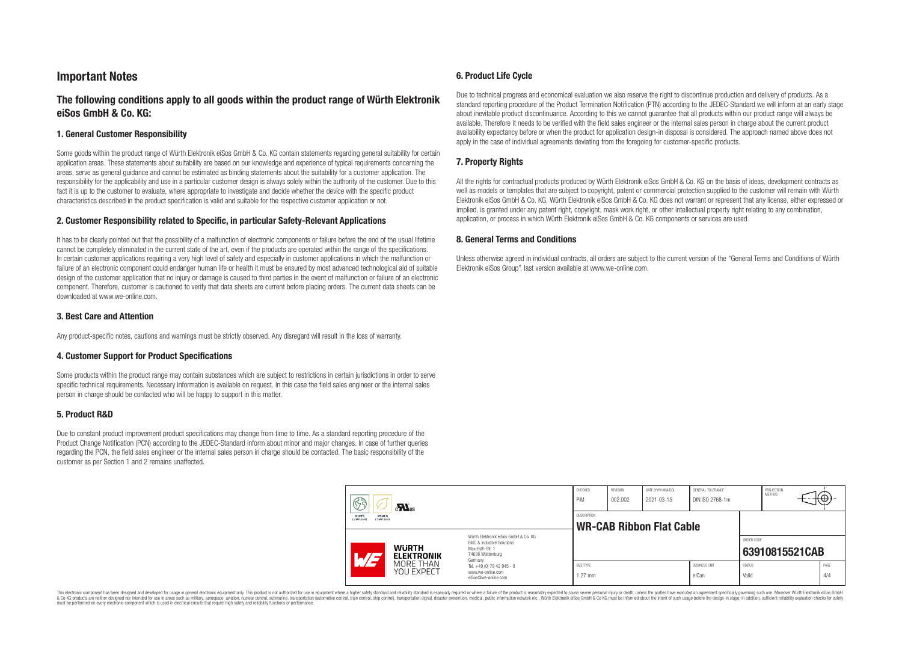# Important Notes

## The following conditions apply to all goods within the product range of Würth Elektronik eiSos GmbH & Co. KG:

### 1. General Customer Responsibility

Some goods within the product range of Würth Elektronik eiSos GmbH & Co. KG contain statements regarding general suitability for certain application areas. These statements about suitability are based on our knowledge and experience of typical requirements concerning the areas, serve as general guidance and cannot be estimated as binding statements about the suitability for a customer application. The responsibility for the applicability and use in a particular customer design is always solely within the authority of the customer. Due to this fact it is up to the customer to evaluate, where appropriate to investigate and decide whether the device with the specific product characteristics described in the product specification is valid and suitable for the respective customer application or not.

### 2. Customer Responsibility related to Specific, in particular Safety-Relevant Applications

It has to be clearly pointed out that the possibility of a malfunction of electronic components or failure before the end of the usual lifetime cannot be completely eliminated in the current state of the art, even if the products are operated within the range of the specifications. In certain customer applications requiring a very high level of safety and especially in customer applications in which the malfunction or failure of an electronic component could endanger human life or health it must be ensured by most advanced technological aid of suitable design of the customer application that no injury or damage is caused to third parties in the event of malfunction or failure of an electronic component. Therefore, customer is cautioned to verify that data sheets are current before placing orders. The current data sheets can be downloaded at www.we-online.com.

### 3. Best Care and Attention

Any product-specific notes, cautions and warnings must be strictly observed. Any disregard will result in the loss of warranty.

### 4. Customer Support for Product Specifications

Some products within the product range may contain substances which are subject to restrictions in certain jurisdictions in order to serve specific technical requirements. Necessary information is available on request. In this case the field sales engineer or the internal sales person in charge should be contacted who will be happy to support in this matter.

### 5. Product R&D

Due to constant product improvement product specifications may change from time to time. As a standard reporting procedure of the Product Change Notification (PCN) according to the JEDEC-Standard inform about minor and major changes. In case of further queries regarding the PCN, the field sales engineer or the internal sales person in charge should be contacted. The basic responsibility of the customer as per Section 1 and 2 remains unaffected.

### 6. Product Life Cycle

Due to technical progress and economical evaluation we also reserve the right to discontinue production and delivery of products. As a standard reporting procedure of the Product Termination Notification (PTN) according to the JEDEC-Standard we will inform at an early stage about inevitable product discontinuance. According to this we cannot guarantee that all products within our product range will always be available. Therefore it needs to be verified with the field sales engineer or the internal sales person in charge about the current product availability expectancy before or when the product for application design-in disposal is considered. The approach named above does not apply in the case of individual agreements deviating from the foregoing for customer-specific products.

### 7. Property Rights

All the rights for contractual products produced by Würth Elektronik eiSos GmbH & Co. KG on the basis of ideas, development contracts as well as models or templates that are subject to copyright, patent or commercial protection supplied to the customer will remain with Würth Elektronik eiSos GmbH & Co. KG. Würth Elektronik eiSos GmbH & Co. KG does not warrant or represent that any license, either expressed or implied, is granted under any patent right, copyright, mask work right, or other intellectual property right relating to any combination, application, or process in which Würth Elektronik eiSos GmbH & Co. KG components or services are used.

### 8. General Terms and Conditions

Unless otherwise agreed in individual contracts, all orders are subject to the current version of the "General Terms and Conditions of Würth Elektronik eiSos Group", last version available at www.we-online.com.

| | | | | | |
|---|---|---|---|---|---|
| CHECKED: PiM | REVISION: 002.002 | DATE (YYYY-MM-DD): 2021-03-15 | GENERAL TOLERANCE: DIN ISO 2768-1m | PROJECTION METHOD | |
| DESCRIPTION: **WR-CAB Ribbon Flat Cable** | | | | ORDER CODE: **63910815521CAB** | |
| SIZE/TYPE: 1.27 mm | | | BUSINESS UNIT: eiCan | STATUS: Valid | PAGE: 4/4 |

Würth Elektronik eiSos GmbH & Co. KG
EMC & Inductive Solutions
Max-Eyth-Str. 1
74638 Waldenburg
Germany
Tel. +49 (0) 79 42 945 - 0
www.we-online.com
eiSos@we-online.com

This electronic component has been designed and developed for usage in general electronic equipment only. This product is not authorized for use in equipment where a higher safety standard and reliability standard is especially required or where a failure of the product is reasonably expected to cause severe personal injury or death, unless the parties have executed an agreement specifically governing such use. Moreover Würth Elektronik eiSos GmbH & Co KG products are neither designed nor intended for use in areas such as military, aerospace, aviation, nuclear control, submarine, transportation (automotive control, train control, ship control), transportation signal, disaster prevention, medical, public information network etc.. Würth Elektronik eiSos GmbH & Co KG must be informed about the intent of such usage before the design-in stage. In addition, sufficient reliability evaluation checks for safety must be performed on every electronic component which is used in electrical circuits that require high safety and reliability functions or performance.